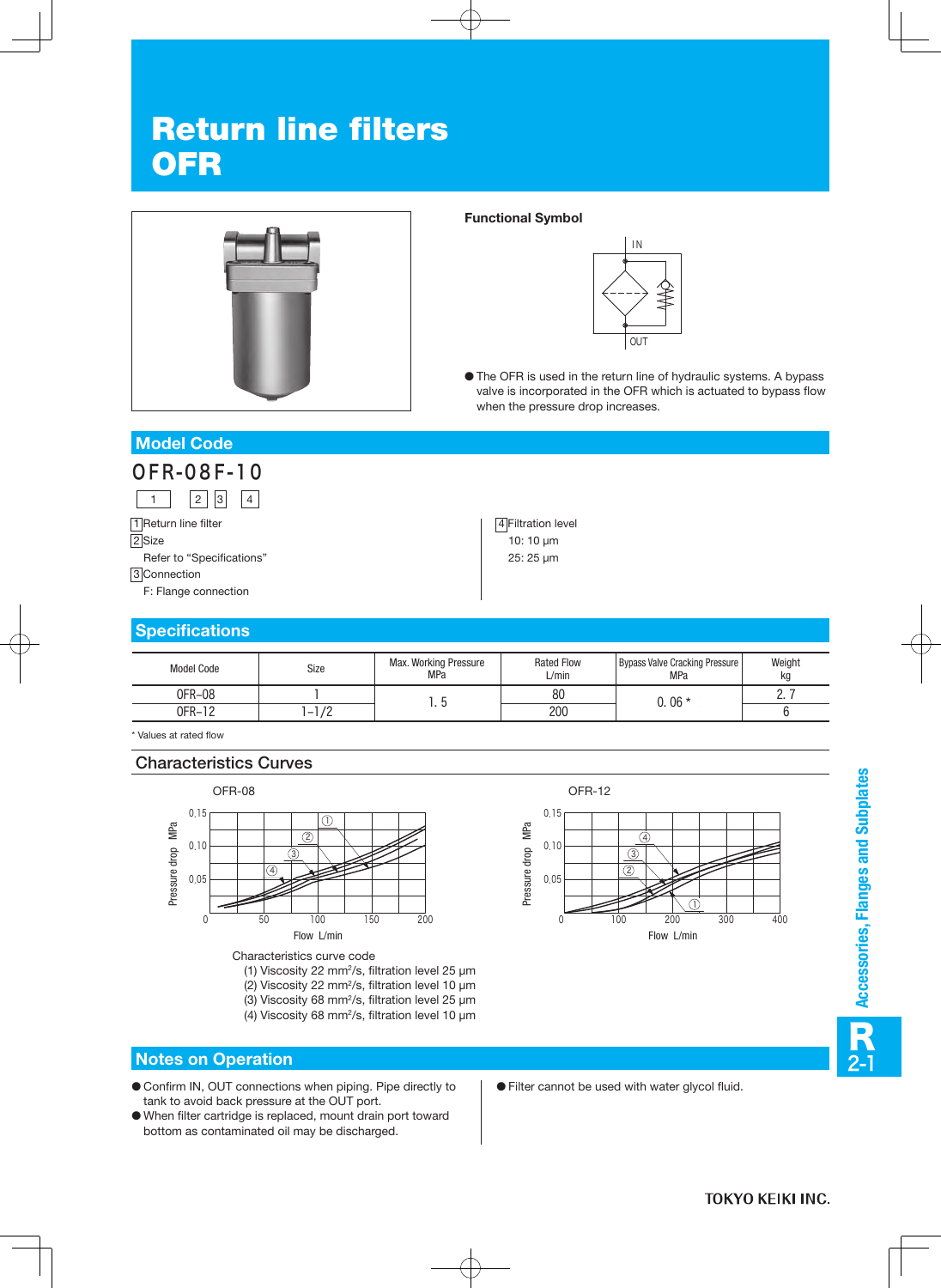# Return line filters
# OFR

**Functional Symbol**

● The OFR is used in the return line of hydraulic systems. A bypass valve is incorporated in the OFR which is actuated to bypass flow when the pressure drop increases.

## Model Code

**OFR-08F-10**

1 Return line filter
2 Size
Refer to "Specifications"
3 Connection
F: Flange connection

4 Filtration level
10: 10 μm
25: 25 μm

## Specifications

| Model Code | Size | Max. Working Pressure MPa | Rated Flow L/min | Bypass Valve Cracking Pressure MPa | Weight kg |
|---|---|---|---|---|---|
| OFR–08 | 1 | 1. 5 | 80 | 0. 06 * | 2. 7 |
| OFR–12 | 1–1/2 | | 200 | | 6 |

\* Values at rated flow

## Characteristics Curves

OFR-08

OFR-12

Characteristics curve code
(1) Viscosity 22 mm²/s, filtration level 25 μm
(2) Viscosity 22 mm²/s, filtration level 10 μm
(3) Viscosity 68 mm²/s, filtration level 25 μm
(4) Viscosity 68 mm²/s, filtration level 10 μm

## Notes on Operation

- Confirm IN, OUT connections when piping. Pipe directly to tank to avoid back pressure at the OUT port.
- When filter cartridge is replaced, mount drain port toward bottom as contaminated oil may be discharged.
- Filter cannot be used with water glycol fluid.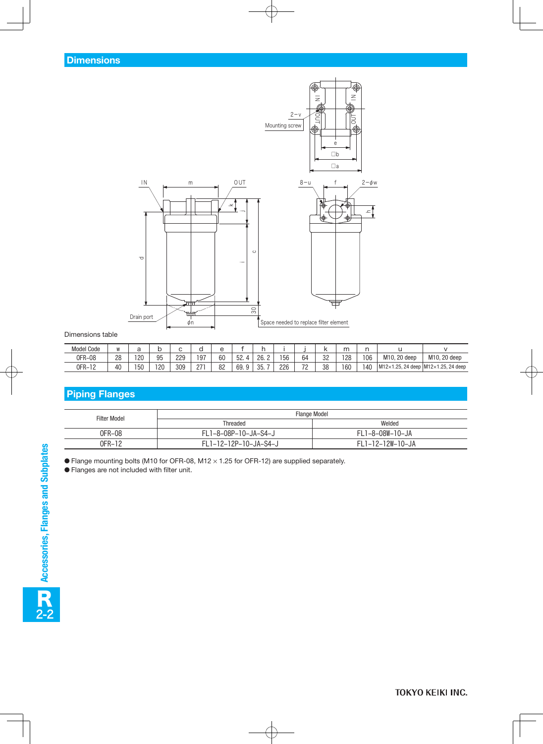## Dimensions

2−v
Mounting screw
IN
OUT
e
□b
□a
IN
m
OUT
8−u
f
2−φw
k
j
h
d
i
c
30
Drain port
φn
Space needed to replace filter element

Dimensions table

| Model Code | w | a | b | c | d | e | f | h | i | j | k | m | n | u | v |
|---|---|---|---|---|---|---|---|---|---|---|---|---|---|---|---|
| OFR-08 | 28 | 120 | 95 | 229 | 197 | 60 | 52.4 | 26.2 | 156 | 64 | 32 | 128 | 106 | M10, 20 deep | M10, 20 deep |
| OFR-12 | 40 | 150 | 120 | 309 | 271 | 82 | 69.9 | 35.7 | 226 | 72 | 38 | 160 | 140 | M12×1.25, 24 deep | M12×1.25, 24 deep |

## Piping Flanges

| Filter Model | Flange Model | |
|---|---|---|
| | Threaded | Welded |
| OFR-08 | FL1-8-08P-10-JA-S4-J | FL1-8-08W-10-JA |
| OFR-12 | FL1-12-12P-10-JA-S4-J | FL1-12-12W-10-JA |

- Flange mounting bolts (M10 for OFR-08, M12 × 1.25 for OFR-12) are supplied separately.
- Flanges are not included with filter unit.